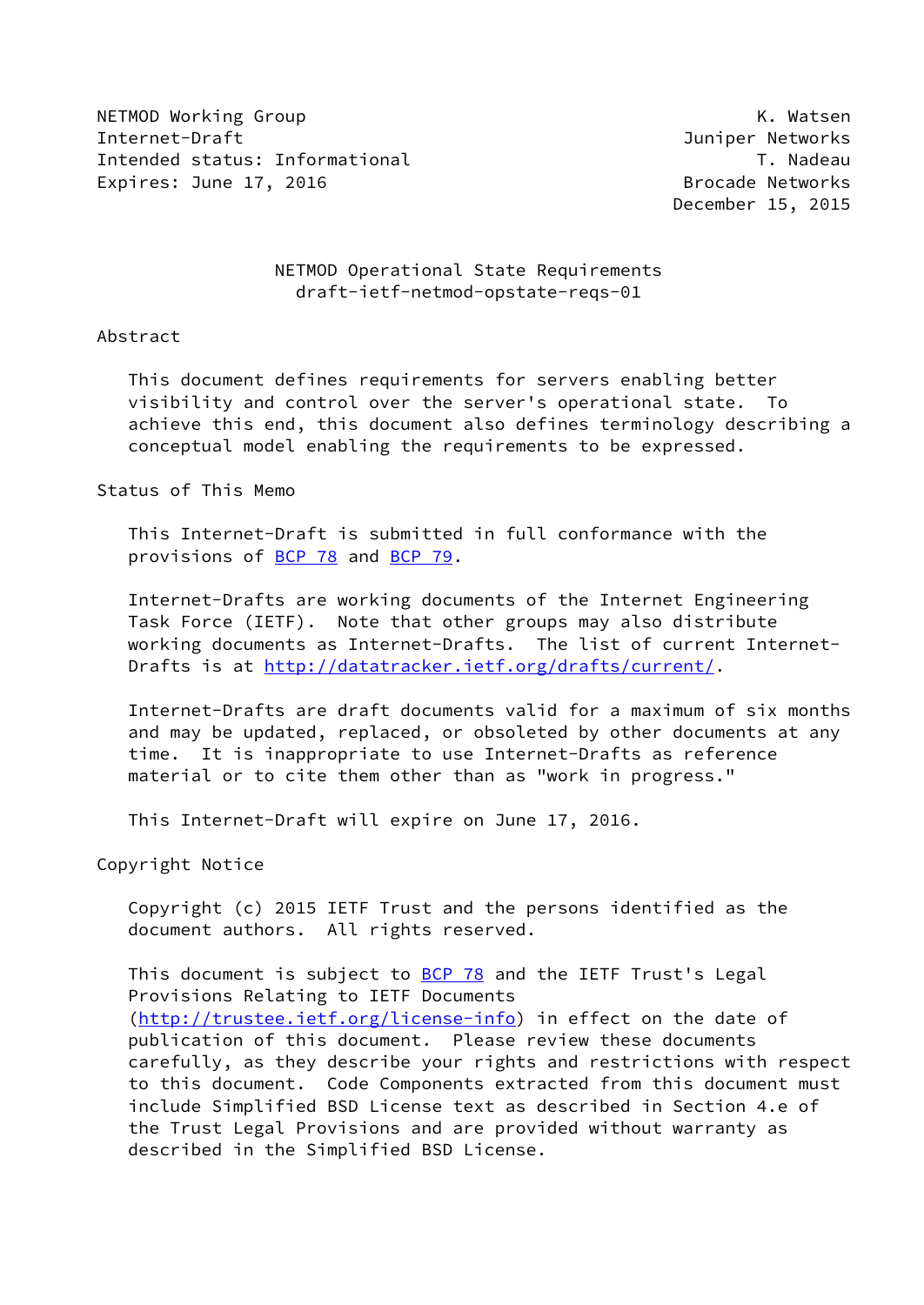NETMOD Working Group K. Watsen
Internet-Draft Juniper Networks
Intended status: Informational T. Nadeau
Expires: June 17, 2016 Brocade Networks
December 15, 2015

# NETMOD Operational State Requirements
## draft-ietf-netmod-opstate-reqs-01

## Abstract

This document defines requirements for servers enabling better visibility and control over the server's operational state. To achieve this end, this document also defines terminology describing a conceptual model enabling the requirements to be expressed.

## Status of This Memo

This Internet-Draft is submitted in full conformance with the provisions of BCP 78 and BCP 79.

Internet-Drafts are working documents of the Internet Engineering Task Force (IETF). Note that other groups may also distribute working documents as Internet-Drafts. The list of current Internet-Drafts is at http://datatracker.ietf.org/drafts/current/.

Internet-Drafts are draft documents valid for a maximum of six months and may be updated, replaced, or obsoleted by other documents at any time. It is inappropriate to use Internet-Drafts as reference material or to cite them other than as "work in progress."

This Internet-Draft will expire on June 17, 2016.

## Copyright Notice

Copyright (c) 2015 IETF Trust and the persons identified as the document authors. All rights reserved.

This document is subject to BCP 78 and the IETF Trust's Legal Provisions Relating to IETF Documents (http://trustee.ietf.org/license-info) in effect on the date of publication of this document. Please review these documents carefully, as they describe your rights and restrictions with respect to this document. Code Components extracted from this document must include Simplified BSD License text as described in Section 4.e of the Trust Legal Provisions and are provided without warranty as described in the Simplified BSD License.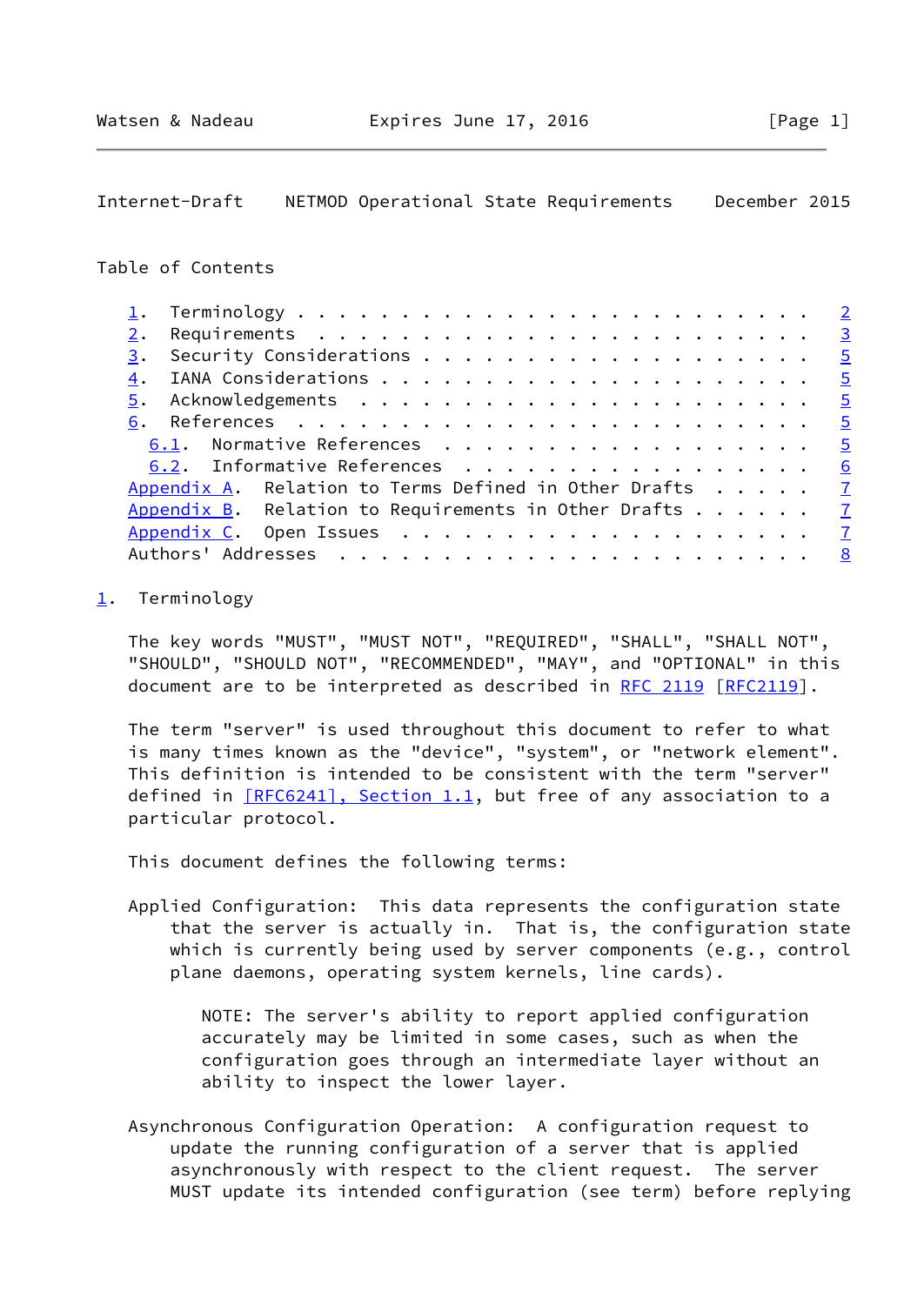Table of Contents

1. Terminology . . . . . . . . . . . . . . . . . . . . . . . . . 2
2. Requirements . . . . . . . . . . . . . . . . . . . . . . . . 3
3. Security Considerations . . . . . . . . . . . . . . . . . . . 5
4. IANA Considerations . . . . . . . . . . . . . . . . . . . . . 5
5. Acknowledgements . . . . . . . . . . . . . . . . . . . . . . 5
6. References . . . . . . . . . . . . . . . . . . . . . . . . . 5
   6.1. Normative References . . . . . . . . . . . . . . . . . . 5
   6.2. Informative References . . . . . . . . . . . . . . . . . 6
Appendix A. Relation to Terms Defined in Other Drafts . . . . . 7
Appendix B. Relation to Requirements in Other Drafts . . . . . . 7
Appendix C. Open Issues . . . . . . . . . . . . . . . . . . . . 7
Authors' Addresses . . . . . . . . . . . . . . . . . . . . . . . 8

## 1. Terminology

The key words "MUST", "MUST NOT", "REQUIRED", "SHALL", "SHALL NOT", "SHOULD", "SHOULD NOT", "RECOMMENDED", "MAY", and "OPTIONAL" in this document are to be interpreted as described in RFC 2119 [RFC2119].

The term "server" is used throughout this document to refer to what is many times known as the "device", "system", or "network element". This definition is intended to be consistent with the term "server" defined in [RFC6241], Section 1.1, but free of any association to a particular protocol.

This document defines the following terms:

Applied Configuration: This data represents the configuration state that the server is actually in. That is, the configuration state which is currently being used by server components (e.g., control plane daemons, operating system kernels, line cards).

> NOTE: The server's ability to report applied configuration accurately may be limited in some cases, such as when the configuration goes through an intermediate layer without an ability to inspect the lower layer.

Asynchronous Configuration Operation: A configuration request to update the running configuration of a server that is applied asynchronously with respect to the client request. The server MUST update its intended configuration (see term) before replying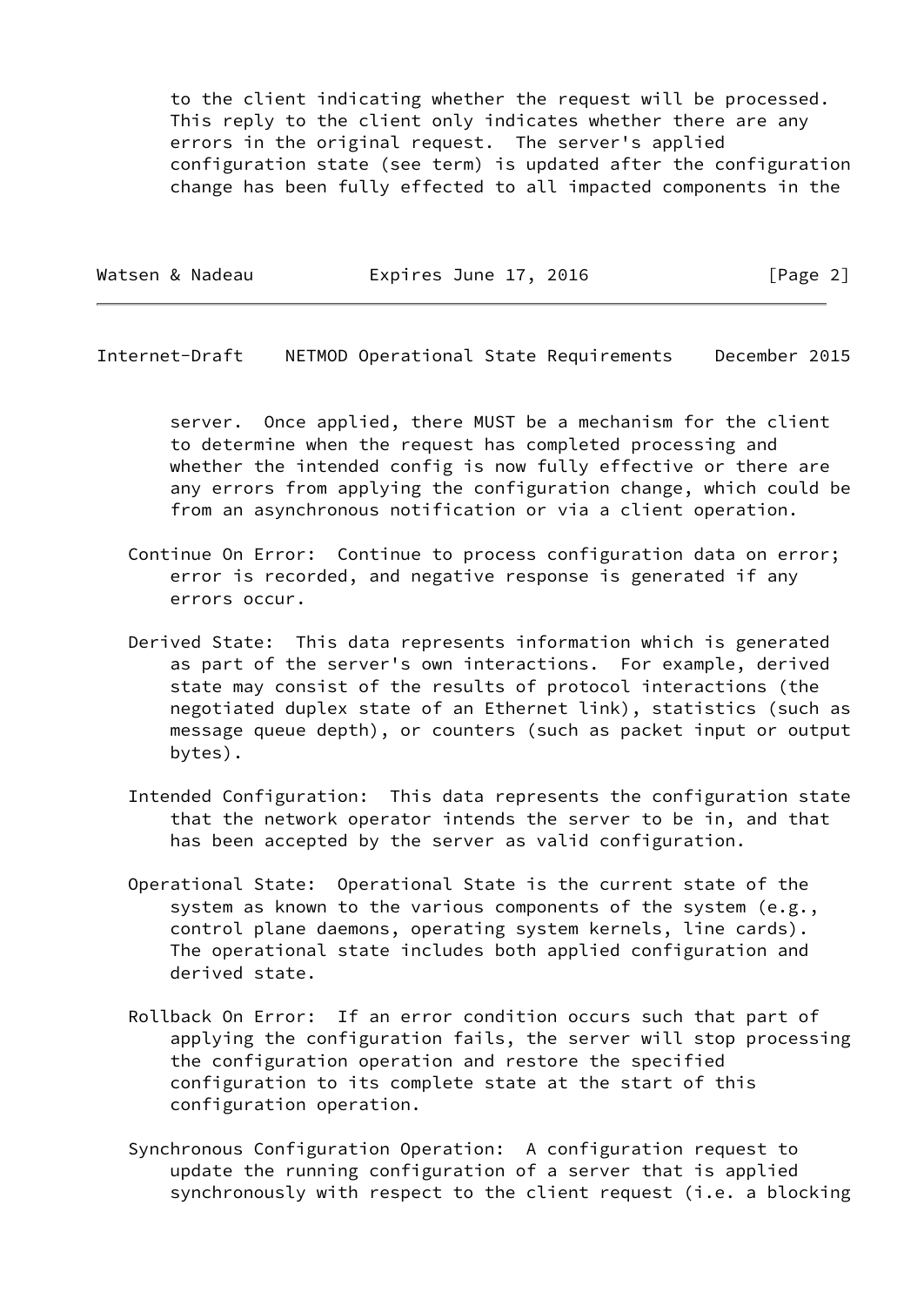to the client indicating whether the request will be processed. This reply to the client only indicates whether there are any errors in the original request. The server's applied configuration state (see term) is updated after the configuration change has been fully effected to all impacted components in the server. Once applied, there MUST be a mechanism for the client to determine when the request has completed processing and whether the intended config is now fully effective or there are any errors from applying the configuration change, which could be from an asynchronous notification or via a client operation.

Continue On Error: Continue to process configuration data on error; error is recorded, and negative response is generated if any errors occur.

Derived State: This data represents information which is generated as part of the server's own interactions. For example, derived state may consist of the results of protocol interactions (the negotiated duplex state of an Ethernet link), statistics (such as message queue depth), or counters (such as packet input or output bytes).

Intended Configuration: This data represents the configuration state that the network operator intends the server to be in, and that has been accepted by the server as valid configuration.

Operational State: Operational State is the current state of the system as known to the various components of the system (e.g., control plane daemons, operating system kernels, line cards). The operational state includes both applied configuration and derived state.

Rollback On Error: If an error condition occurs such that part of applying the configuration fails, the server will stop processing the configuration operation and restore the specified configuration to its complete state at the start of this configuration operation.

Synchronous Configuration Operation: A configuration request to update the running configuration of a server that is applied synchronously with respect to the client request (i.e. a blocking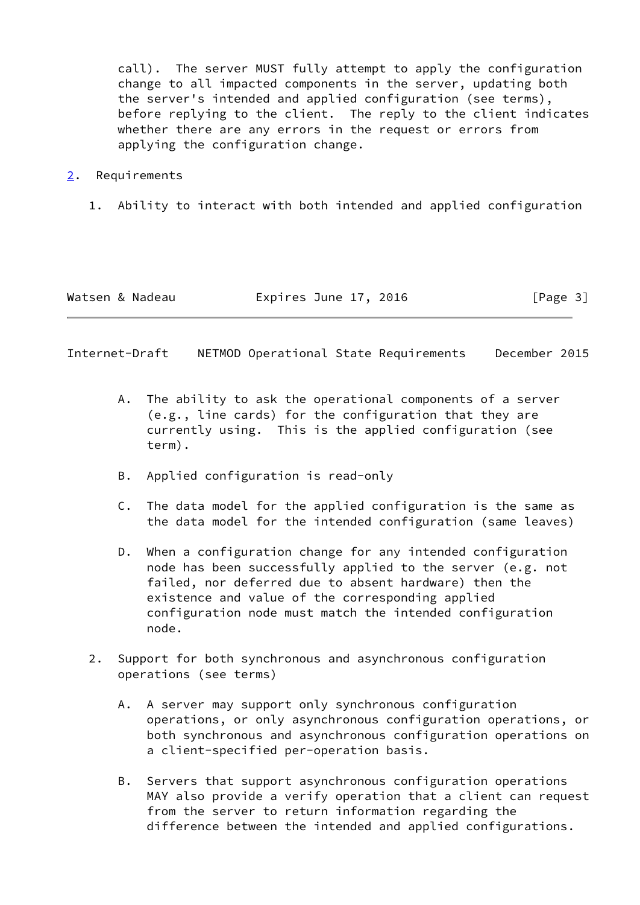call). The server MUST fully attempt to apply the configuration change to all impacted components in the server, updating both the server's intended and applied configuration (see terms), before replying to the client. The reply to the client indicates whether there are any errors in the request or errors from applying the configuration change.

## 2. Requirements

1. Ability to interact with both intended and applied configuration

   A. The ability to ask the operational components of a server (e.g., line cards) for the configuration that they are currently using. This is the applied configuration (see term).

   B. Applied configuration is read-only

   C. The data model for the applied configuration is the same as the data model for the intended configuration (same leaves)

   D. When a configuration change for any intended configuration node has been successfully applied to the server (e.g. not failed, nor deferred due to absent hardware) then the existence and value of the corresponding applied configuration node must match the intended configuration node.

2. Support for both synchronous and asynchronous configuration operations (see terms)

   A. A server may support only synchronous configuration operations, or only asynchronous configuration operations, or both synchronous and asynchronous configuration operations on a client-specified per-operation basis.

   B. Servers that support asynchronous configuration operations MAY also provide a verify operation that a client can request from the server to return information regarding the difference between the intended and applied configurations.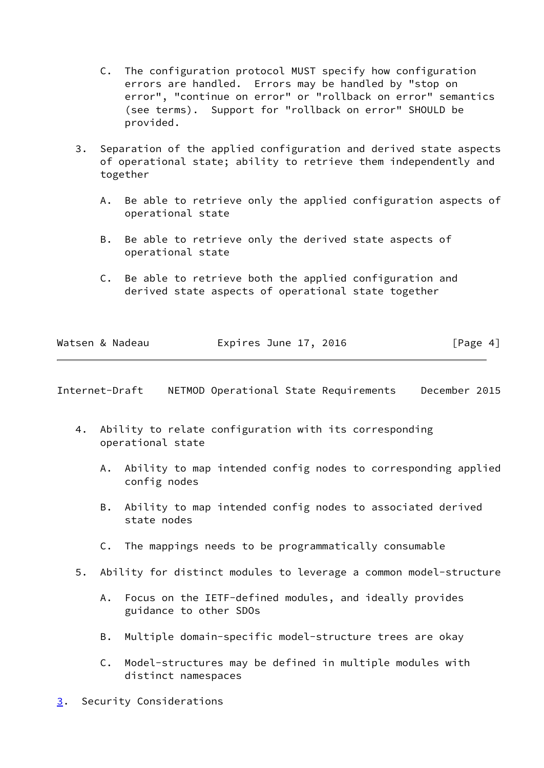C. The configuration protocol MUST specify how configuration errors are handled. Errors may be handled by "stop on error", "continue on error" or "rollback on error" semantics (see terms). Support for "rollback on error" SHOULD be provided.

3. Separation of the applied configuration and derived state aspects of operational state; ability to retrieve them independently and together

   A. Be able to retrieve only the applied configuration aspects of operational state

   B. Be able to retrieve only the derived state aspects of operational state

   C. Be able to retrieve both the applied configuration and derived state aspects of operational state together

4. Ability to relate configuration with its corresponding operational state

   A. Ability to map intended config nodes to corresponding applied config nodes

   B. Ability to map intended config nodes to associated derived state nodes

   C. The mappings needs to be programmatically consumable

5. Ability for distinct modules to leverage a common model-structure

   A. Focus on the IETF-defined modules, and ideally provides guidance to other SDOs

   B. Multiple domain-specific model-structure trees are okay

   C. Model-structures may be defined in multiple modules with distinct namespaces

## 3. Security Considerations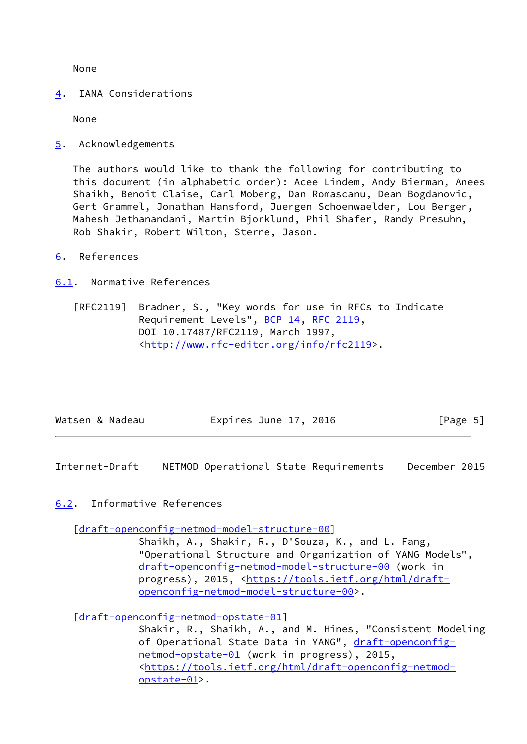None

## 4. IANA Considerations

None

## 5. Acknowledgements

The authors would like to thank the following for contributing to this document (in alphabetic order): Acee Lindem, Andy Bierman, Anees Shaikh, Benoit Claise, Carl Moberg, Dan Romascanu, Dean Bogdanovic, Gert Grammel, Jonathan Hansford, Juergen Schoenwaelder, Lou Berger, Mahesh Jethanandani, Martin Bjorklund, Phil Shafer, Randy Presuhn, Rob Shakir, Robert Wilton, Sterne, Jason.

## 6. References

### 6.1. Normative References

[RFC2119] Bradner, S., "Key words for use in RFCs to Indicate Requirement Levels", BCP 14, RFC 2119, DOI 10.17487/RFC2119, March 1997, <http://www.rfc-editor.org/info/rfc2119>.

### 6.2. Informative References

[draft-openconfig-netmod-model-structure-00]
Shaikh, A., Shakir, R., D'Souza, K., and L. Fang, "Operational Structure and Organization of YANG Models", draft-openconfig-netmod-model-structure-00 (work in progress), 2015, <https://tools.ietf.org/html/draft-openconfig-netmod-model-structure-00>.

[draft-openconfig-netmod-opstate-01]
Shakir, R., Shaikh, A., and M. Hines, "Consistent Modeling of Operational State Data in YANG", draft-openconfig-netmod-opstate-01 (work in progress), 2015, <https://tools.ietf.org/html/draft-openconfig-netmod-opstate-01>.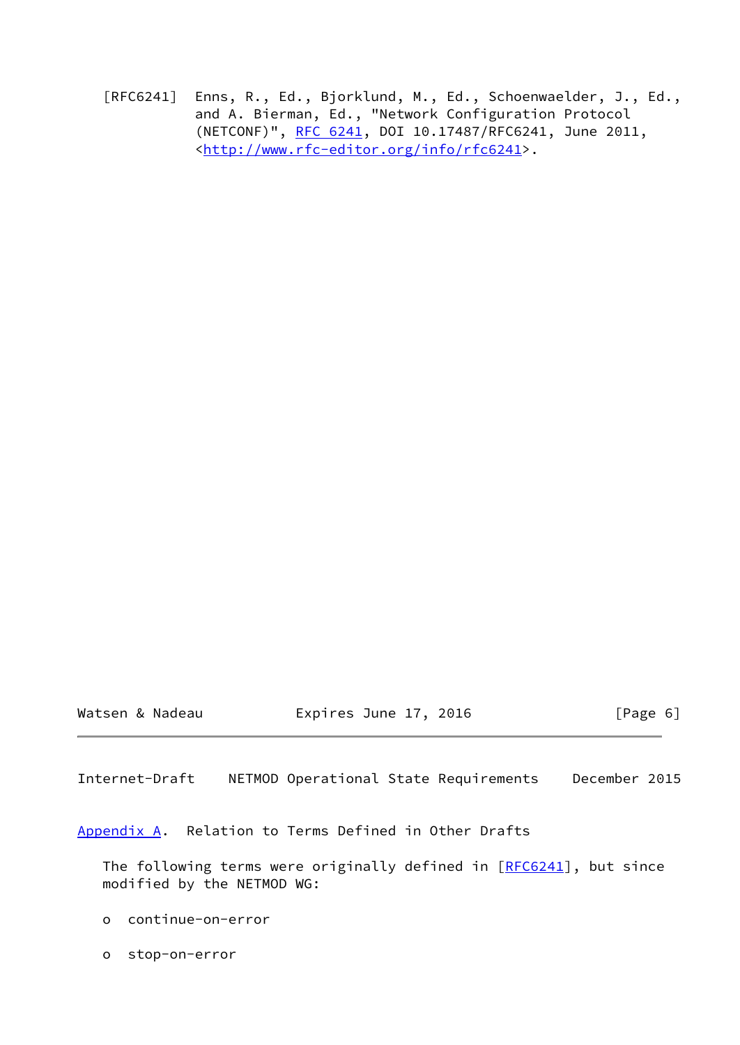[RFC6241] Enns, R., Ed., Bjorklund, M., Ed., Schoenwaelder, J., Ed., and A. Bierman, Ed., "Network Configuration Protocol (NETCONF)", RFC 6241, DOI 10.17487/RFC6241, June 2011, <http://www.rfc-editor.org/info/rfc6241>.

## Appendix A. Relation to Terms Defined in Other Drafts

The following terms were originally defined in [RFC6241], but since modified by the NETMOD WG:

- continue-on-error
- stop-on-error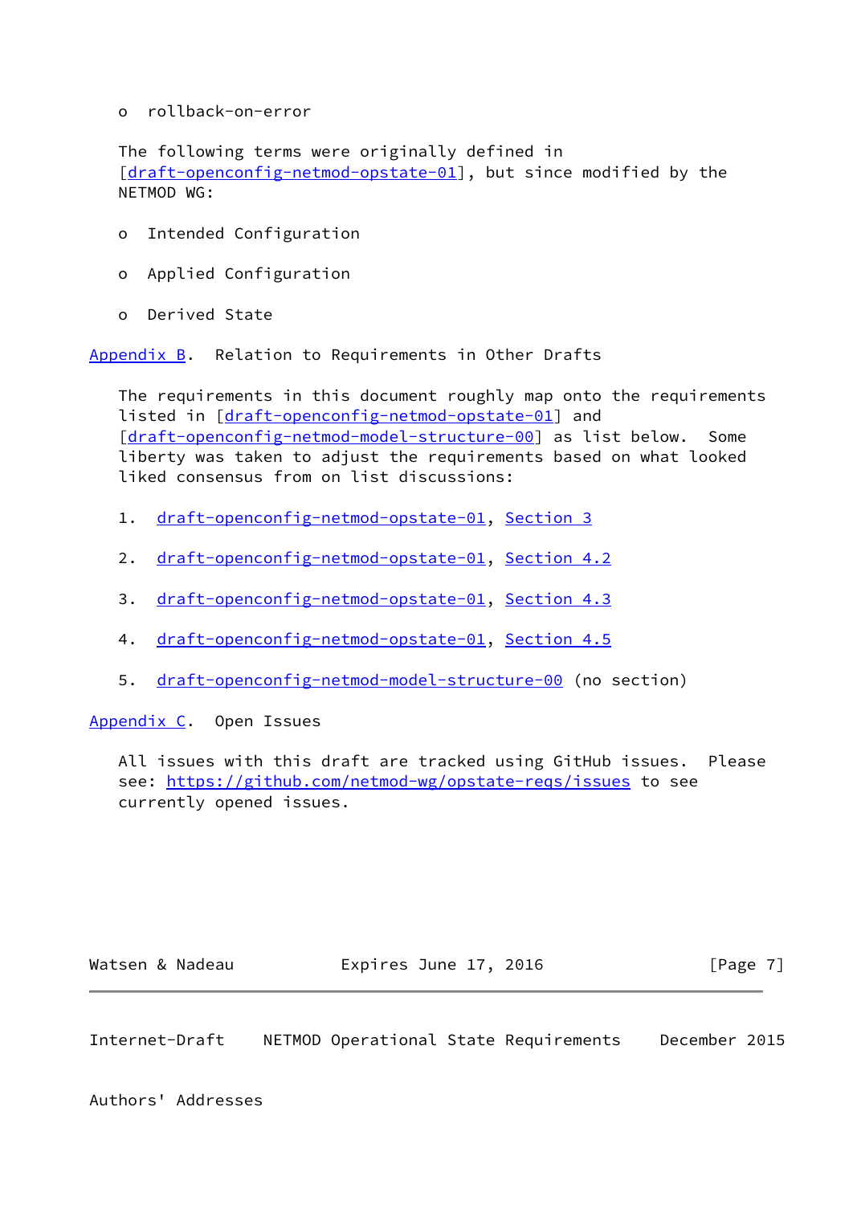o rollback-on-error

The following terms were originally defined in [draft-openconfig-netmod-opstate-01], but since modified by the NETMOD WG:

o Intended Configuration

o Applied Configuration

o Derived State

## Appendix B. Relation to Requirements in Other Drafts

The requirements in this document roughly map onto the requirements listed in [draft-openconfig-netmod-opstate-01] and [draft-openconfig-netmod-model-structure-00] as list below. Some liberty was taken to adjust the requirements based on what looked liked consensus from on list discussions:

1. draft-openconfig-netmod-opstate-01, Section 3

2. draft-openconfig-netmod-opstate-01, Section 4.2

3. draft-openconfig-netmod-opstate-01, Section 4.3

4. draft-openconfig-netmod-opstate-01, Section 4.5

5. draft-openconfig-netmod-model-structure-00 (no section)

## Appendix C. Open Issues

All issues with this draft are tracked using GitHub issues. Please see: https://github.com/netmod-wg/opstate-reqs/issues to see currently opened issues.

## Authors' Addresses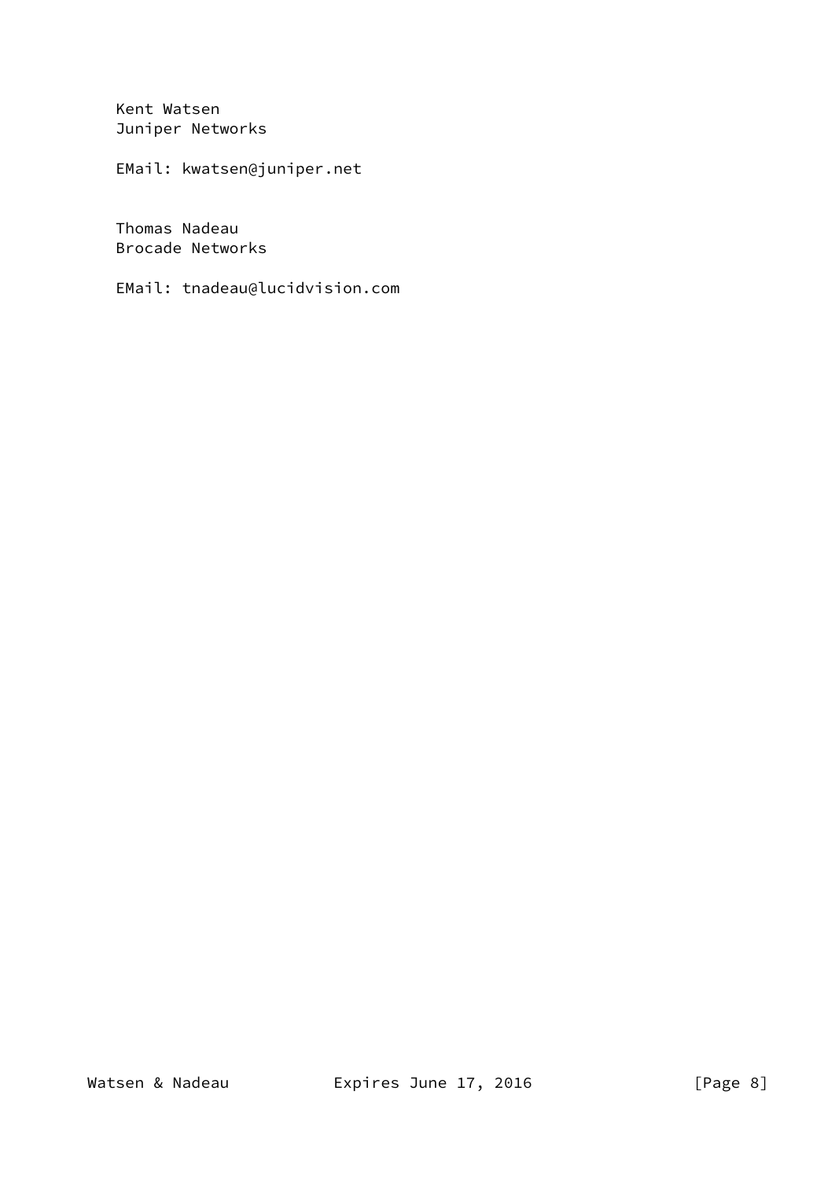Kent Watsen
Juniper Networks

EMail: kwatsen@juniper.net

Thomas Nadeau
Brocade Networks

EMail: tnadeau@lucidvision.com